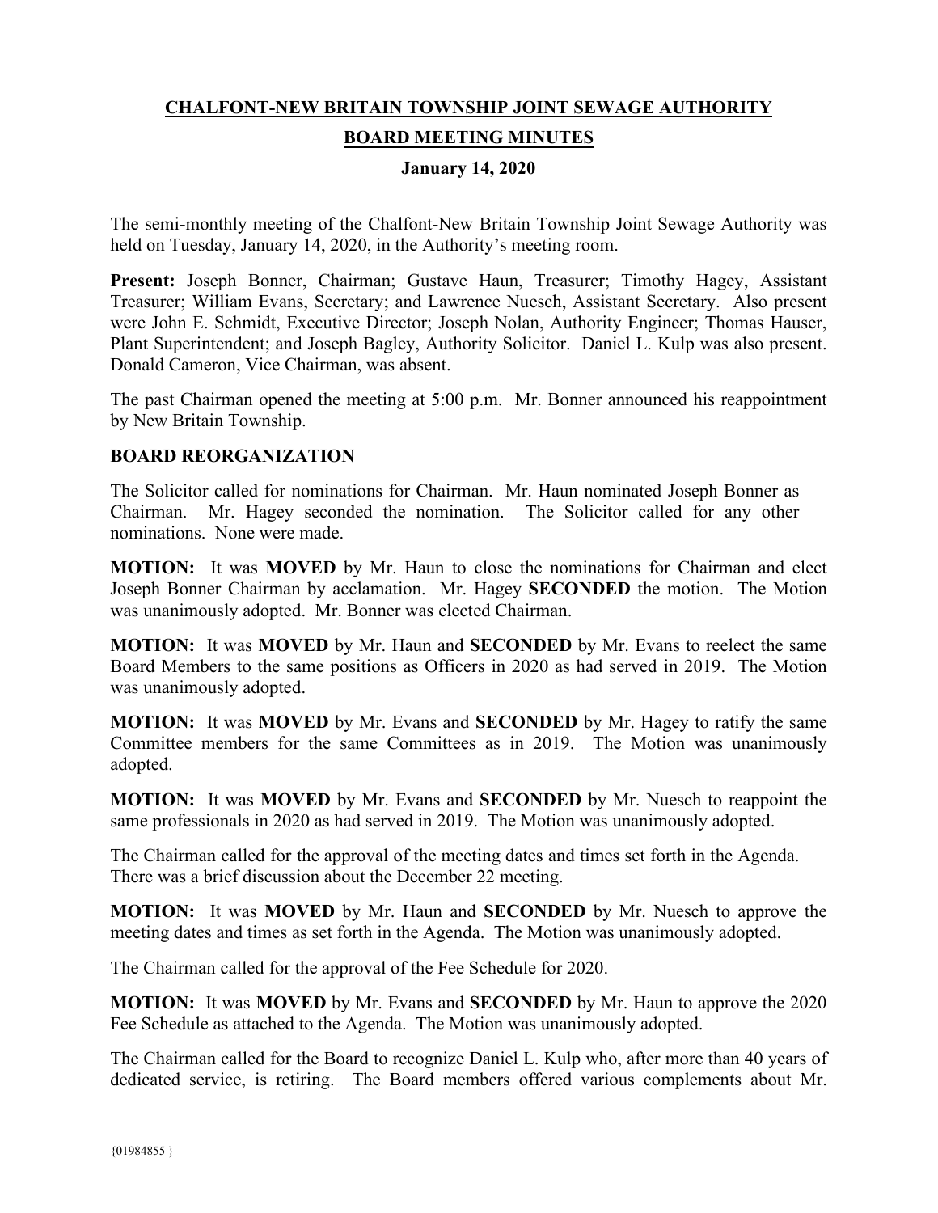**CHALFONT-NEW BRITAIN TOWNSHIP JOINT SEWAGE AUTHORITY**

**BOARD MEETING MINUTES**

**January 14, 2020**

The semi-monthly meeting of the Chalfont-New Britain Township Joint Sewage Authority was held on Tuesday, January 14, 2020, in the Authority's meeting room.

**Present:** Joseph Bonner, Chairman; Gustave Haun, Treasurer; Timothy Hagey, Assistant Treasurer; William Evans, Secretary; and Lawrence Nuesch, Assistant Secretary. Also present were John E. Schmidt, Executive Director; Joseph Nolan, Authority Engineer; Thomas Hauser, Plant Superintendent; and Joseph Bagley, Authority Solicitor. Daniel L. Kulp was also present. Donald Cameron, Vice Chairman, was absent.

The past Chairman opened the meeting at 5:00 p.m. Mr. Bonner announced his reappointment by New Britain Township.

**BOARD REORGANIZATION**

The Solicitor called for nominations for Chairman. Mr. Haun nominated Joseph Bonner as Chairman. Mr. Hagey seconded the nomination. The Solicitor called for any other nominations. None were made.

**MOTION:** It was **MOVED** by Mr. Haun to close the nominations for Chairman and elect Joseph Bonner Chairman by acclamation. Mr. Hagey **SECONDED** the motion. The Motion was unanimously adopted. Mr. Bonner was elected Chairman.

**MOTION:** It was **MOVED** by Mr. Haun and **SECONDED** by Mr. Evans to reelect the same Board Members to the same positions as Officers in 2020 as had served in 2019. The Motion was unanimously adopted.

**MOTION:** It was **MOVED** by Mr. Evans and **SECONDED** by Mr. Hagey to ratify the same Committee members for the same Committees as in 2019. The Motion was unanimously adopted.

**MOTION:** It was **MOVED** by Mr. Evans and **SECONDED** by Mr. Nuesch to reappoint the same professionals in 2020 as had served in 2019. The Motion was unanimously adopted.

The Chairman called for the approval of the meeting dates and times set forth in the Agenda. There was a brief discussion about the December 22 meeting.

**MOTION:** It was **MOVED** by Mr. Haun and **SECONDED** by Mr. Nuesch to approve the meeting dates and times as set forth in the Agenda. The Motion was unanimously adopted.

The Chairman called for the approval of the Fee Schedule for 2020.

**MOTION:** It was **MOVED** by Mr. Evans and **SECONDED** by Mr. Haun to approve the 2020 Fee Schedule as attached to the Agenda. The Motion was unanimously adopted.

The Chairman called for the Board to recognize Daniel L. Kulp who, after more than 40 years of dedicated service, is retiring. The Board members offered various complements about Mr.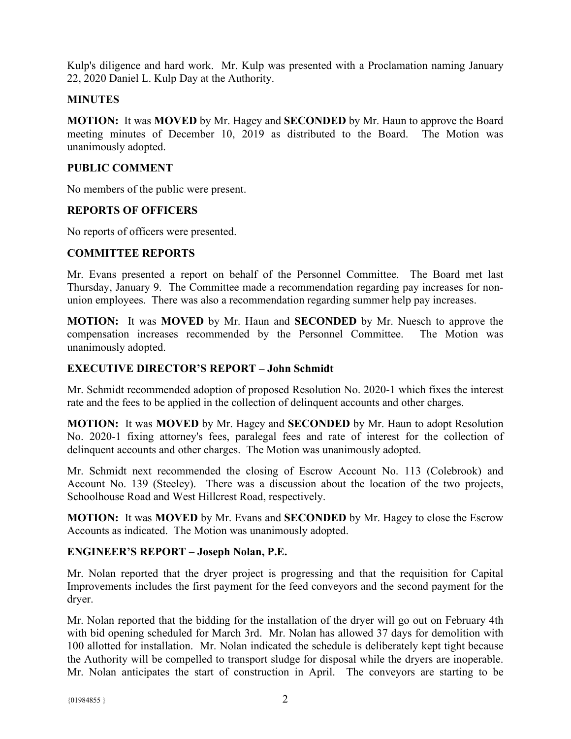Kulp's diligence and hard work. Mr. Kulp was presented with a Proclamation naming January 22, 2020 Daniel L. Kulp Day at the Authority.

## MINUTES

**MOTION:** It was **MOVED** by Mr. Hagey and **SECONDED** by Mr. Haun to approve the Board meeting minutes of December 10, 2019 as distributed to the Board. The Motion was unanimously adopted.

## PUBLIC COMMENT

No members of the public were present.

## REPORTS OF OFFICERS

No reports of officers were presented.

## COMMITTEE REPORTS

Mr. Evans presented a report on behalf of the Personnel Committee. The Board met last Thursday, January 9. The Committee made a recommendation regarding pay increases for non-union employees. There was also a recommendation regarding summer help pay increases.

**MOTION:** It was **MOVED** by Mr. Haun and **SECONDED** by Mr. Nuesch to approve the compensation increases recommended by the Personnel Committee. The Motion was unanimously adopted.

## EXECUTIVE DIRECTOR'S REPORT – John Schmidt

Mr. Schmidt recommended adoption of proposed Resolution No. 2020-1 which fixes the interest rate and the fees to be applied in the collection of delinquent accounts and other charges.

**MOTION:** It was **MOVED** by Mr. Hagey and **SECONDED** by Mr. Haun to adopt Resolution No. 2020-1 fixing attorney's fees, paralegal fees and rate of interest for the collection of delinquent accounts and other charges. The Motion was unanimously adopted.

Mr. Schmidt next recommended the closing of Escrow Account No. 113 (Colebrook) and Account No. 139 (Steeley). There was a discussion about the location of the two projects, Schoolhouse Road and West Hillcrest Road, respectively.

**MOTION:** It was **MOVED** by Mr. Evans and **SECONDED** by Mr. Hagey to close the Escrow Accounts as indicated. The Motion was unanimously adopted.

## ENGINEER'S REPORT – Joseph Nolan, P.E.

Mr. Nolan reported that the dryer project is progressing and that the requisition for Capital Improvements includes the first payment for the feed conveyors and the second payment for the dryer.

Mr. Nolan reported that the bidding for the installation of the dryer will go out on February 4th with bid opening scheduled for March 3rd. Mr. Nolan has allowed 37 days for demolition with 100 allotted for installation. Mr. Nolan indicated the schedule is deliberately kept tight because the Authority will be compelled to transport sludge for disposal while the dryers are inoperable. Mr. Nolan anticipates the start of construction in April. The conveyors are starting to be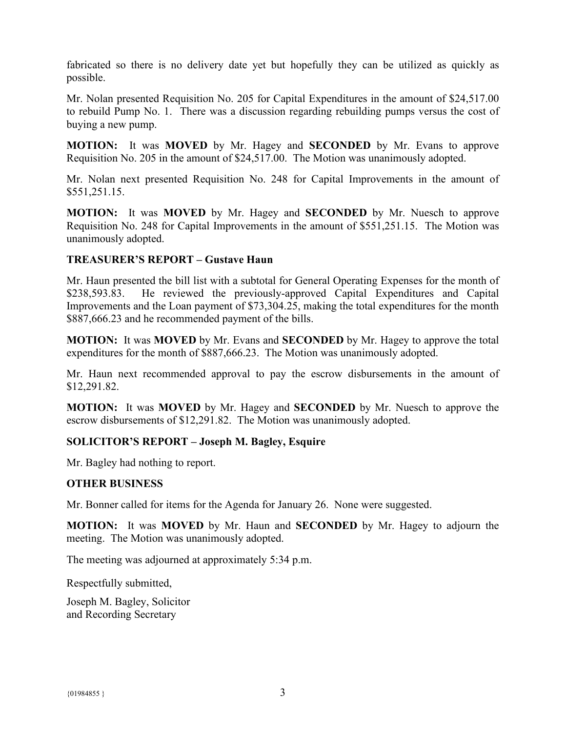fabricated so there is no delivery date yet but hopefully they can be utilized as quickly as possible.

Mr. Nolan presented Requisition No. 205 for Capital Expenditures in the amount of $24,517.00 to rebuild Pump No. 1. There was a discussion regarding rebuilding pumps versus the cost of buying a new pump.

**MOTION:** It was **MOVED** by Mr. Hagey and **SECONDED** by Mr. Evans to approve Requisition No. 205 in the amount of $24,517.00. The Motion was unanimously adopted.

Mr. Nolan next presented Requisition No. 248 for Capital Improvements in the amount of $551,251.15.

**MOTION:** It was **MOVED** by Mr. Hagey and **SECONDED** by Mr. Nuesch to approve Requisition No. 248 for Capital Improvements in the amount of $551,251.15. The Motion was unanimously adopted.

**TREASURER'S REPORT – Gustave Haun**

Mr. Haun presented the bill list with a subtotal for General Operating Expenses for the month of $238,593.83. He reviewed the previously-approved Capital Expenditures and Capital Improvements and the Loan payment of $73,304.25, making the total expenditures for the month $887,666.23 and he recommended payment of the bills.

**MOTION:** It was **MOVED** by Mr. Evans and **SECONDED** by Mr. Hagey to approve the total expenditures for the month of $887,666.23. The Motion was unanimously adopted.

Mr. Haun next recommended approval to pay the escrow disbursements in the amount of $12,291.82.

**MOTION:** It was **MOVED** by Mr. Hagey and **SECONDED** by Mr. Nuesch to approve the escrow disbursements of $12,291.82. The Motion was unanimously adopted.

**SOLICITOR'S REPORT – Joseph M. Bagley, Esquire**

Mr. Bagley had nothing to report.

**OTHER BUSINESS**

Mr. Bonner called for items for the Agenda for January 26. None were suggested.

**MOTION:** It was **MOVED** by Mr. Haun and **SECONDED** by Mr. Hagey to adjourn the meeting. The Motion was unanimously adopted.

The meeting was adjourned at approximately 5:34 p.m.

Respectfully submitted,

Joseph M. Bagley, Solicitor
and Recording Secretary

{01984855 }